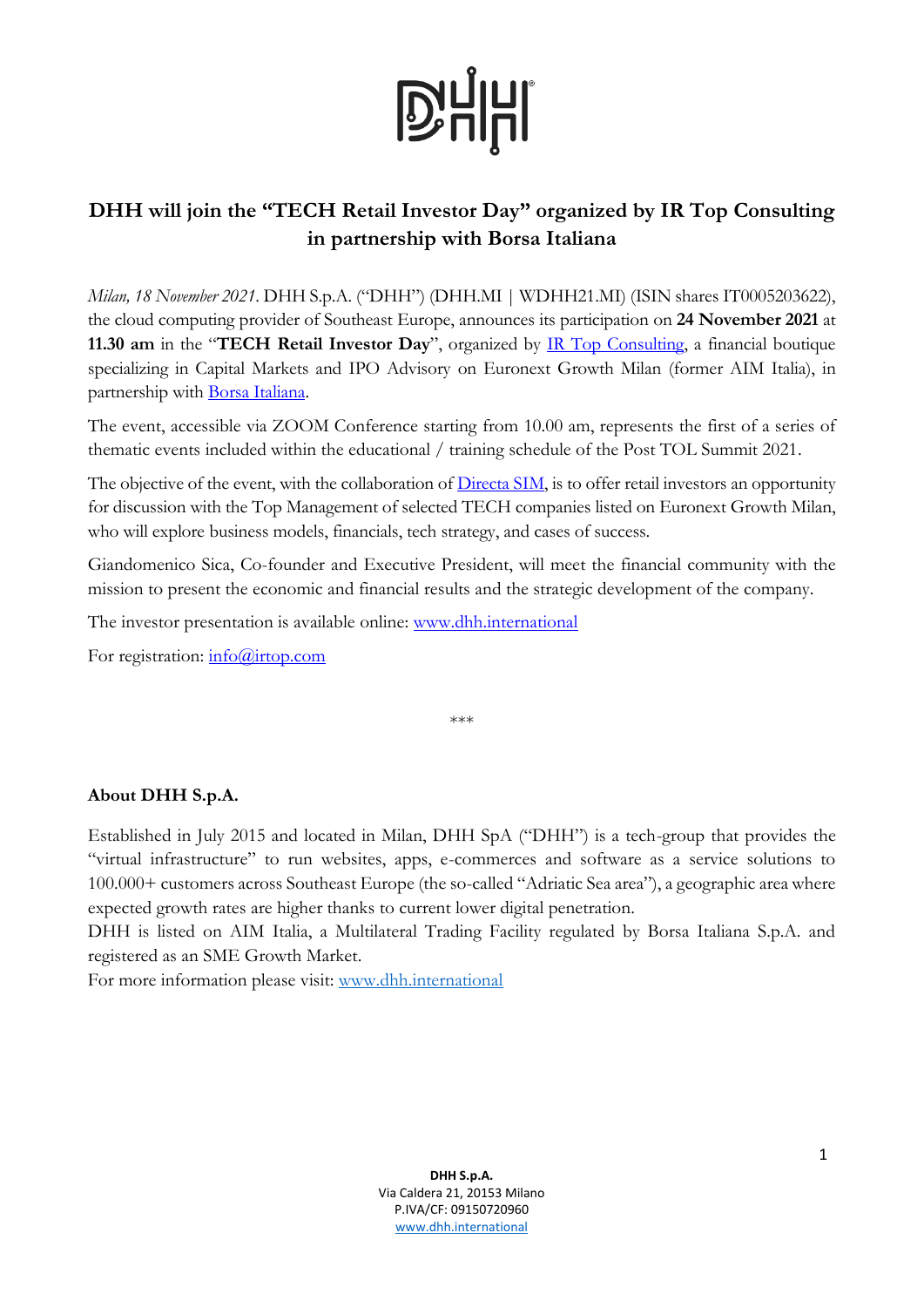# DHH will join the "TECH Retail Investor Day" organized by IR Top Consulting in partnership with Borsa Italiana

*Milan, 18 November 2021*. DHH S.p.A. ("DHH") (DHH.MI | WDHH21.MI) (ISIN shares IT0005203622), the cloud computing provider of Southeast Europe, announces its participation on **24 November 2021** at **11.30 am** in the "**TECH Retail Investor Day**", organized by [IR Top Consulting](), a financial boutique specializing in Capital Markets and IPO Advisory on Euronext Growth Milan (former AIM Italia), in partnership with [Borsa Italiana]().

The event, accessible via ZOOM Conference starting from 10.00 am, represents the first of a series of thematic events included within the educational / training schedule of the Post TOL Summit 2021.

The objective of the event, with the collaboration of [Directa SIM](), is to offer retail investors an opportunity for discussion with the Top Management of selected TECH companies listed on Euronext Growth Milan, who will explore business models, financials, tech strategy, and cases of success.

Giandomenico Sica, Co-founder and Executive President, will meet the financial community with the mission to present the economic and financial results and the strategic development of the company.

The investor presentation is available online: www.dhh.international

For registration: info@irtop.com

\*\*\*

**About DHH S.p.A.**

Established in July 2015 and located in Milan, DHH SpA ("DHH") is a tech-group that provides the "virtual infrastructure" to run websites, apps, e-commerces and software as a service solutions to 100.000+ customers across Southeast Europe (the so-called "Adriatic Sea area"), a geographic area where expected growth rates are higher thanks to current lower digital penetration.
DHH is listed on AIM Italia, a Multilateral Trading Facility regulated by Borsa Italiana S.p.A. and registered as an SME Growth Market.
For more information please visit: www.dhh.international

**DHH S.p.A.**
Via Caldera 21, 20153 Milano
P.IVA/CF: 09150720960
www.dhh.international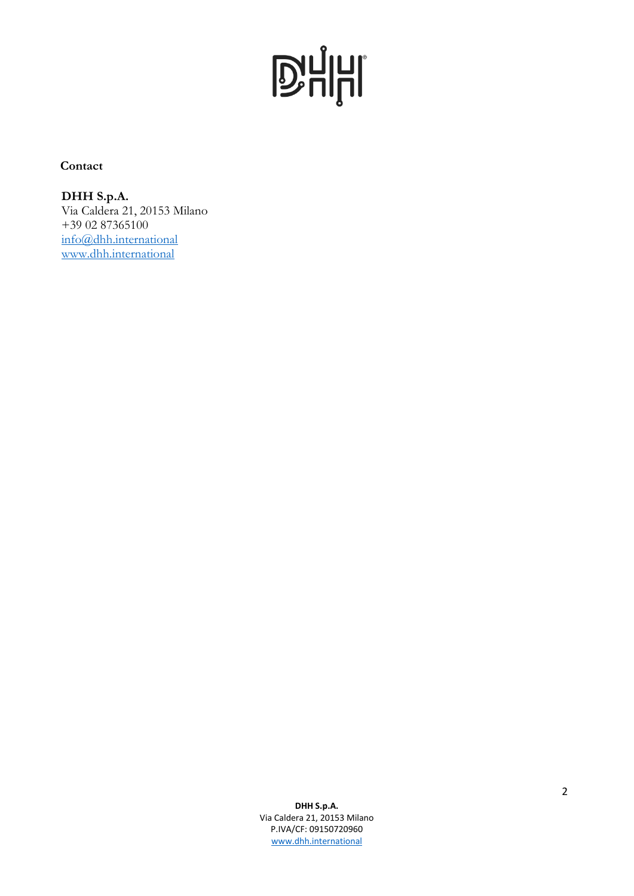**Contact**

**DHH S.p.A.**
Via Caldera 21, 20153 Milano
+39 02 87365100
info@dhh.international
www.dhh.international